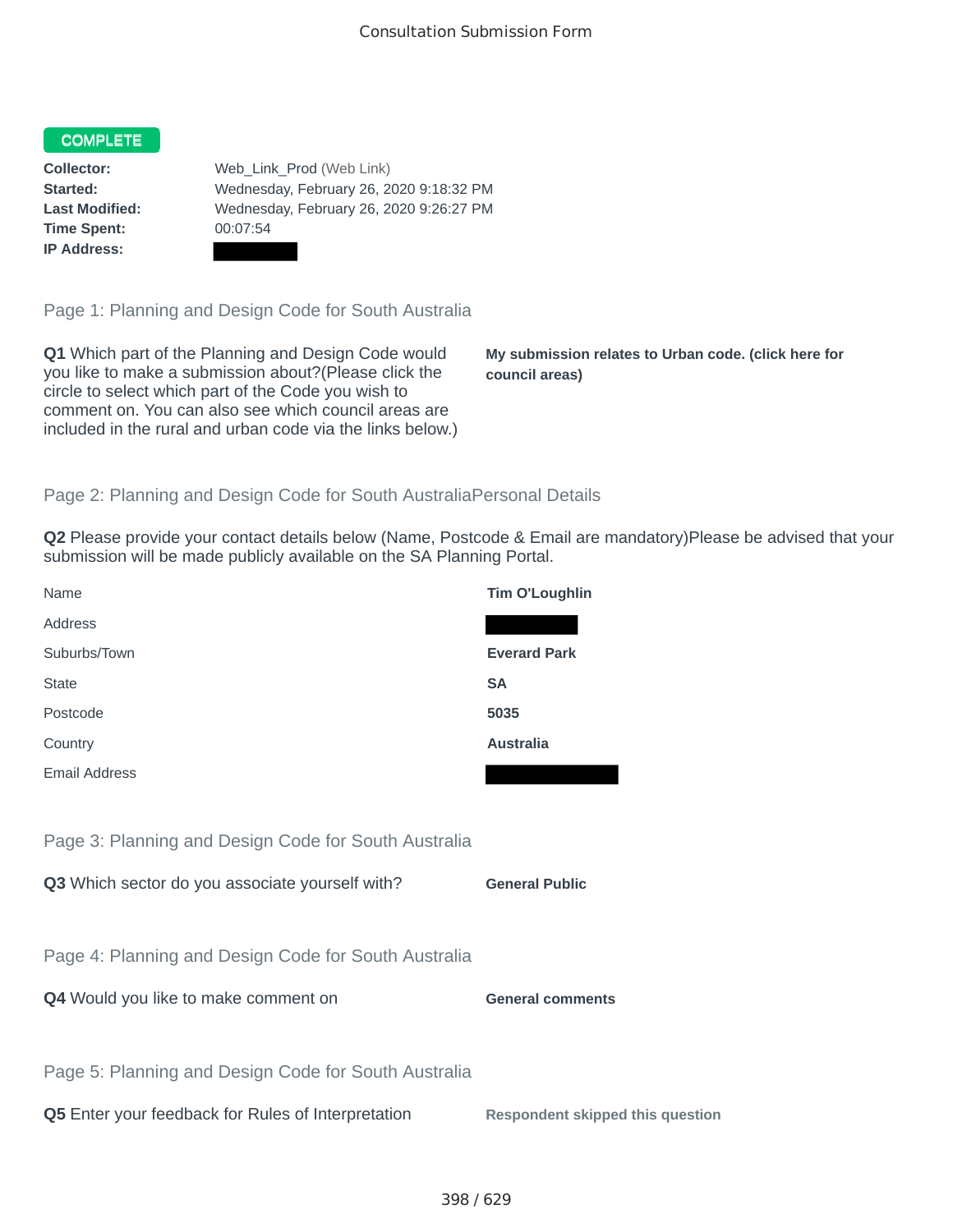Consultation Submission Form

**COMPLETE**

**Collector:** Web_Link_Prod (Web Link)
**Started:** Wednesday, February 26, 2020 9:18:32 PM
**Last Modified:** Wednesday, February 26, 2020 9:26:27 PM
**Time Spent:** 00:07:54
**IP Address:**

## Page 1: Planning and Design Code for South Australia

**Q1** Which part of the Planning and Design Code would you like to make a submission about?(Please click the circle to select which part of the Code you wish to comment on. You can also see which council areas are included in the rural and urban code via the links below.)

**My submission relates to Urban code. (click here for council areas)**

## Page 2: Planning and Design Code for South AustraliaPersonal Details

**Q2** Please provide your contact details below (Name, Postcode & Email are mandatory)Please be advised that your submission will be made publicly available on the SA Planning Portal.

| | |
|---|---|
| Name | **Tim O'Loughlin** |
| Address | |
| Suburbs/Town | **Everard Park** |
| State | **SA** |
| Postcode | **5035** |
| Country | **Australia** |
| Email Address | |

## Page 3: Planning and Design Code for South Australia

**Q3** Which sector do you associate yourself with? **General Public**

## Page 4: Planning and Design Code for South Australia

**Q4** Would you like to make comment on **General comments**

## Page 5: Planning and Design Code for South Australia

**Q5** Enter your feedback for Rules of Interpretation **Respondent skipped this question**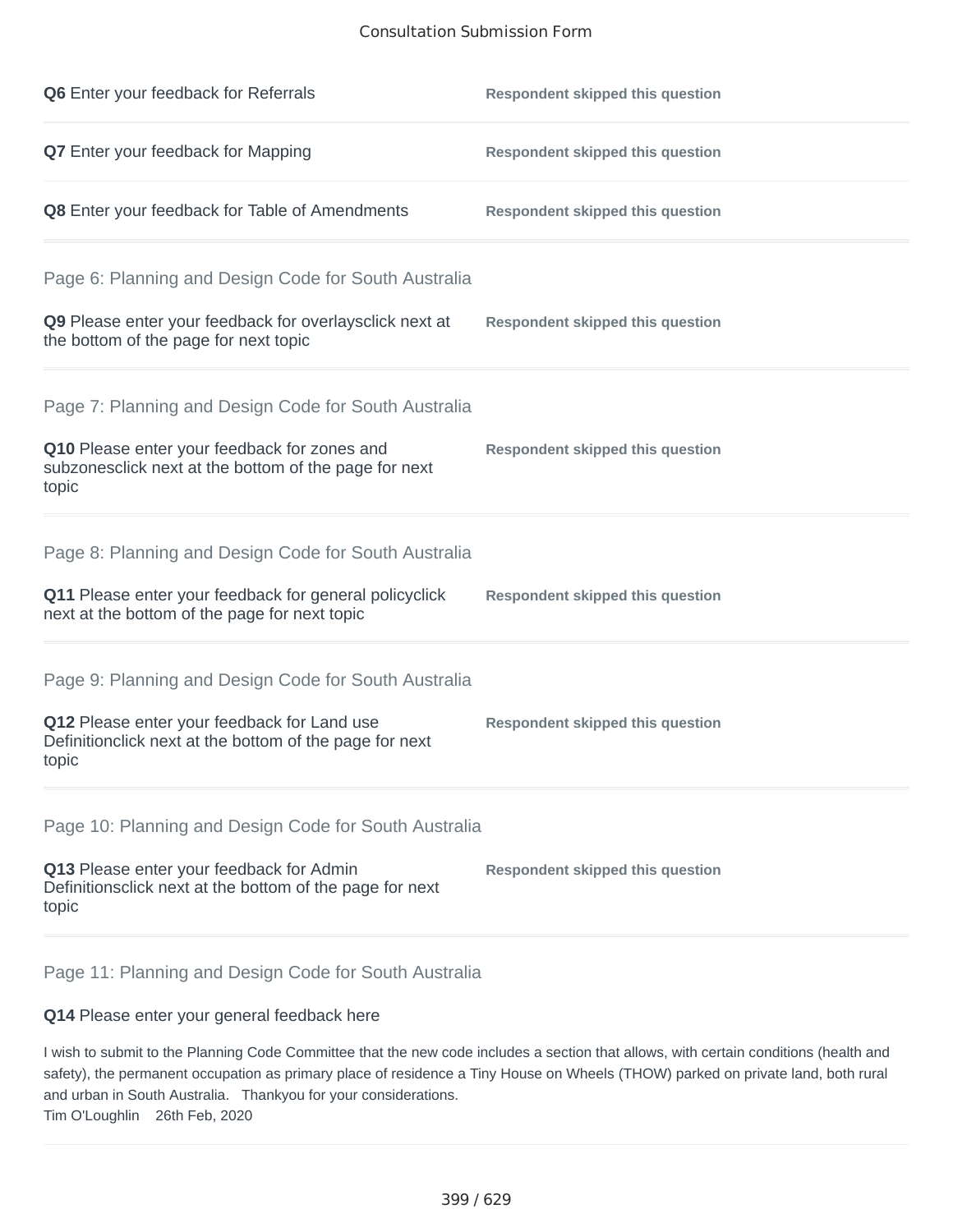**Q6** Enter your feedback for Referrals

**Respondent skipped this question**

**Q7** Enter your feedback for Mapping

**Respondent skipped this question**

**Q8** Enter your feedback for Table of Amendments

**Respondent skipped this question**

Page 6: Planning and Design Code for South Australia

**Q9** Please enter your feedback for overlaysclick next at the bottom of the page for next topic

**Respondent skipped this question**

Page 7: Planning and Design Code for South Australia

**Q10** Please enter your feedback for zones and subzonesclick next at the bottom of the page for next topic

**Respondent skipped this question**

Page 8: Planning and Design Code for South Australia

**Q11** Please enter your feedback for general policyclick next at the bottom of the page for next topic

**Respondent skipped this question**

Page 9: Planning and Design Code for South Australia

**Q12** Please enter your feedback for Land use Definitionclick next at the bottom of the page for next topic

**Respondent skipped this question**

Page 10: Planning and Design Code for South Australia

**Q13** Please enter your feedback for Admin Definitionsclick next at the bottom of the page for next topic

**Respondent skipped this question**

Page 11: Planning and Design Code for South Australia

**Q14** Please enter your general feedback here

I wish to submit to the Planning Code Committee that the new code includes a section that allows, with certain conditions (health and safety), the permanent occupation as primary place of residence a Tiny House on Wheels (THOW) parked on private land, both rural and urban in South Australia. Thankyou for your considerations.
Tim O'Loughlin 26th Feb, 2020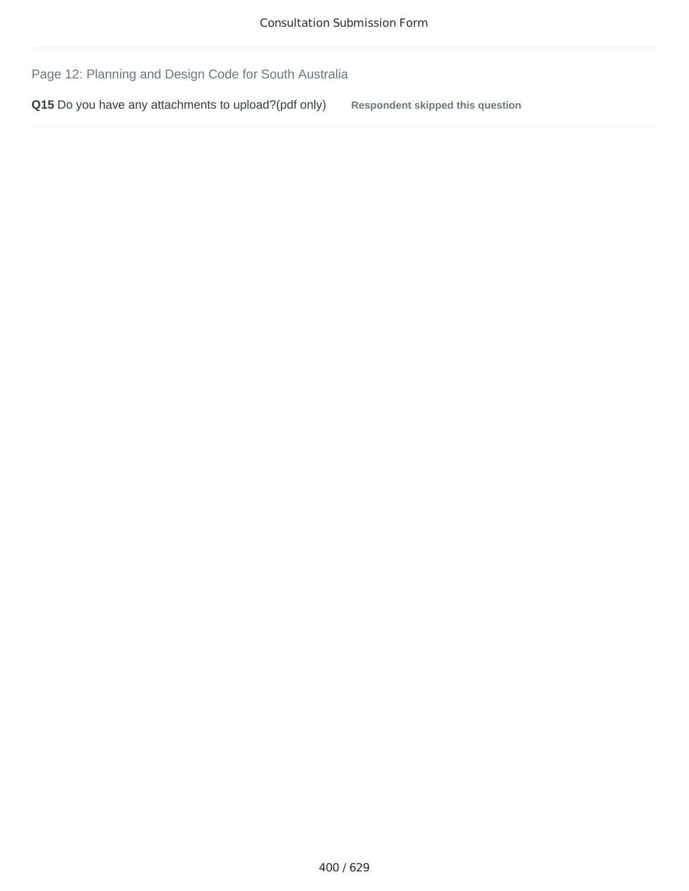Page 12: Planning and Design Code for South Australia

**Q15** Do you have any attachments to upload?(pdf only) **Respondent skipped this question**